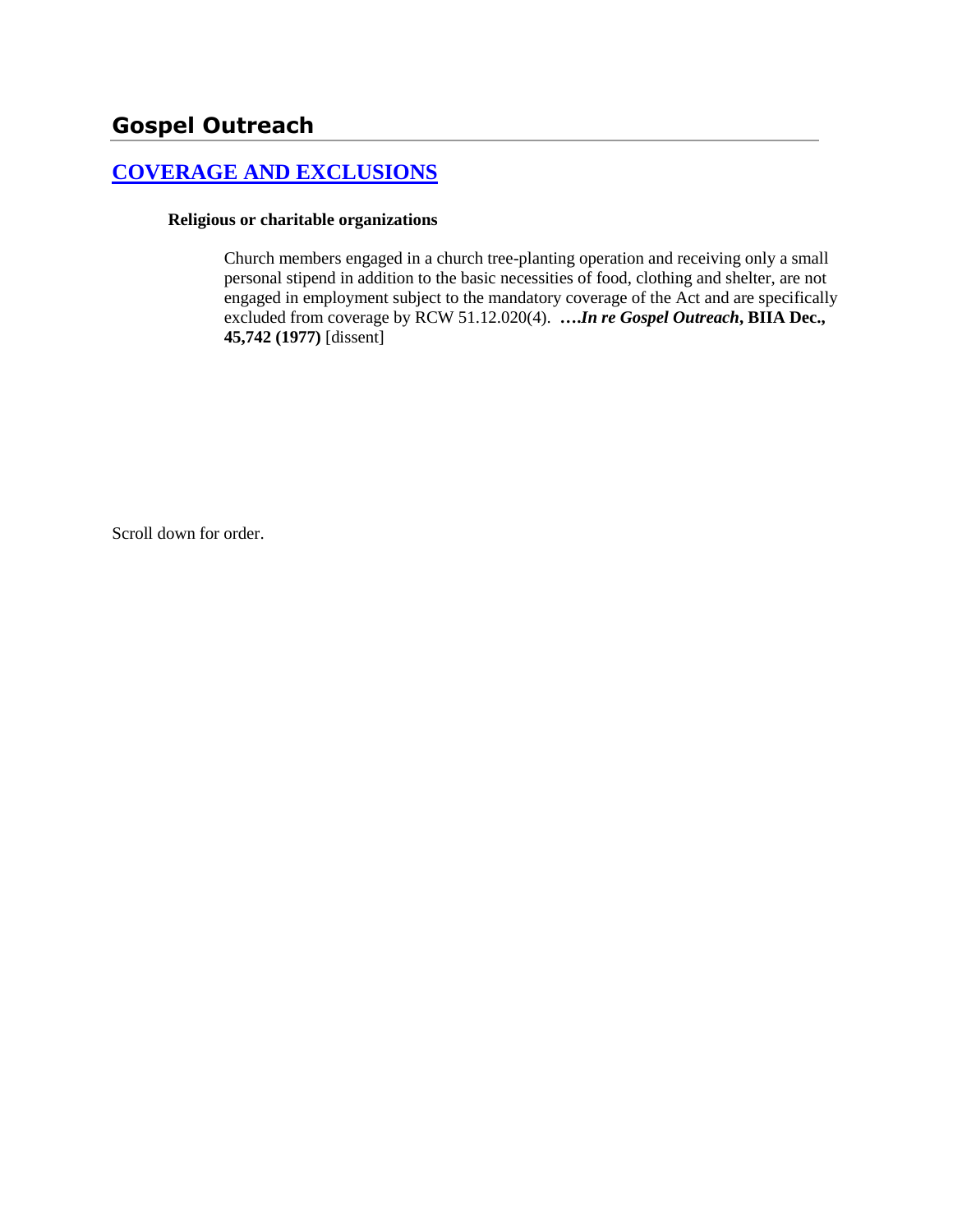## Gospel Outreach

### [COVERAGE AND EXCLUSIONS]

**Religious or charitable organizations**

> Church members engaged in a church tree-planting operation and receiving only a small personal stipend in addition to the basic necessities of food, clothing and shelter, are not engaged in employment subject to the mandatory coverage of the Act and are specifically excluded from coverage by RCW 51.12.020(4). **….*In re Gospel Outreach*, BIIA Dec., 45,742 (1977)** [dissent]

Scroll down for order.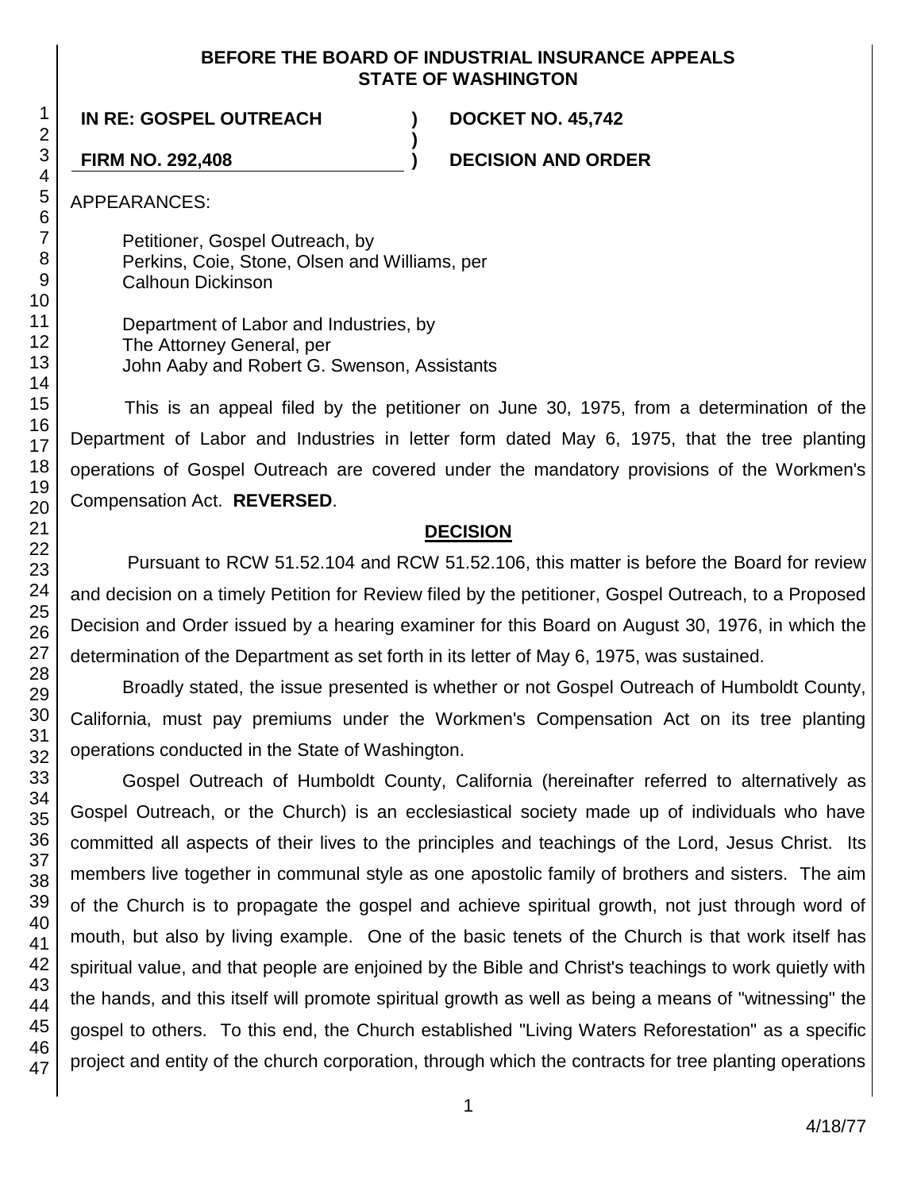**BEFORE THE BOARD OF INDUSTRIAL INSURANCE APPEALS**
**STATE OF WASHINGTON**

**IN RE: GOSPEL OUTREACH** ) **DOCKET NO. 45,742**
)
**FIRM NO. 292,408** ) **DECISION AND ORDER**

APPEARANCES:

Petitioner, Gospel Outreach, by
Perkins, Coie, Stone, Olsen and Williams, per
Calhoun Dickinson

Department of Labor and Industries, by
The Attorney General, per
John Aaby and Robert G. Swenson, Assistants

This is an appeal filed by the petitioner on June 30, 1975, from a determination of the Department of Labor and Industries in letter form dated May 6, 1975, that the tree planting operations of Gospel Outreach are covered under the mandatory provisions of the Workmen's Compensation Act. **REVERSED**.

## DECISION

Pursuant to RCW 51.52.104 and RCW 51.52.106, this matter is before the Board for review and decision on a timely Petition for Review filed by the petitioner, Gospel Outreach, to a Proposed Decision and Order issued by a hearing examiner for this Board on August 30, 1976, in which the determination of the Department as set forth in its letter of May 6, 1975, was sustained.

Broadly stated, the issue presented is whether or not Gospel Outreach of Humboldt County, California, must pay premiums under the Workmen's Compensation Act on its tree planting operations conducted in the State of Washington.

Gospel Outreach of Humboldt County, California (hereinafter referred to alternatively as Gospel Outreach, or the Church) is an ecclesiastical society made up of individuals who have committed all aspects of their lives to the principles and teachings of the Lord, Jesus Christ. Its members live together in communal style as one apostolic family of brothers and sisters. The aim of the Church is to propagate the gospel and achieve spiritual growth, not just through word of mouth, but also by living example. One of the basic tenets of the Church is that work itself has spiritual value, and that people are enjoined by the Bible and Christ's teachings to work quietly with the hands, and this itself will promote spiritual growth as well as being a means of "witnessing" the gospel to others. To this end, the Church established "Living Waters Reforestation" as a specific project and entity of the church corporation, through which the contracts for tree planting operations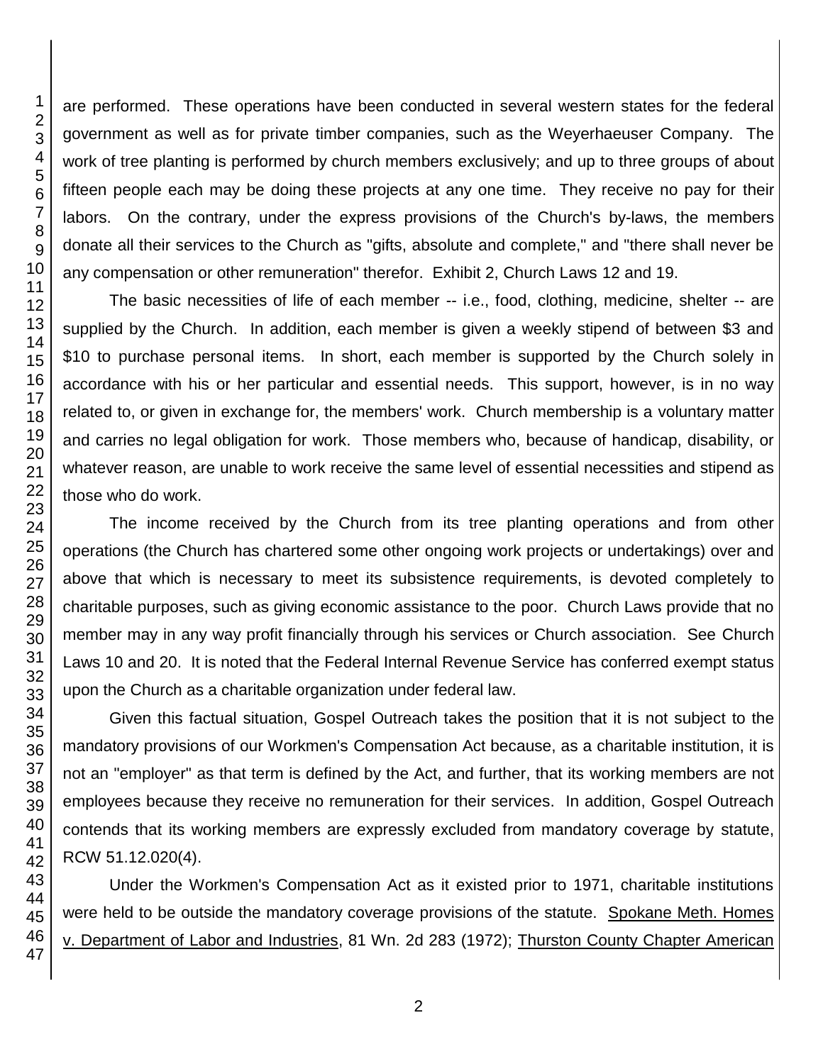are performed. These operations have been conducted in several western states for the federal government as well as for private timber companies, such as the Weyerhaeuser Company. The work of tree planting is performed by church members exclusively; and up to three groups of about fifteen people each may be doing these projects at any one time. They receive no pay for their labors. On the contrary, under the express provisions of the Church's by-laws, the members donate all their services to the Church as "gifts, absolute and complete," and "there shall never be any compensation or other remuneration" therefor. Exhibit 2, Church Laws 12 and 19.

The basic necessities of life of each member -- i.e., food, clothing, medicine, shelter -- are supplied by the Church. In addition, each member is given a weekly stipend of between $3 and $10 to purchase personal items. In short, each member is supported by the Church solely in accordance with his or her particular and essential needs. This support, however, is in no way related to, or given in exchange for, the members' work. Church membership is a voluntary matter and carries no legal obligation for work. Those members who, because of handicap, disability, or whatever reason, are unable to work receive the same level of essential necessities and stipend as those who do work.

The income received by the Church from its tree planting operations and from other operations (the Church has chartered some other ongoing work projects or undertakings) over and above that which is necessary to meet its subsistence requirements, is devoted completely to charitable purposes, such as giving economic assistance to the poor. Church Laws provide that no member may in any way profit financially through his services or Church association. See Church Laws 10 and 20. It is noted that the Federal Internal Revenue Service has conferred exempt status upon the Church as a charitable organization under federal law.

Given this factual situation, Gospel Outreach takes the position that it is not subject to the mandatory provisions of our Workmen's Compensation Act because, as a charitable institution, it is not an "employer" as that term is defined by the Act, and further, that its working members are not employees because they receive no remuneration for their services. In addition, Gospel Outreach contends that its working members are expressly excluded from mandatory coverage by statute, RCW 51.12.020(4).

Under the Workmen's Compensation Act as it existed prior to 1971, charitable institutions were held to be outside the mandatory coverage provisions of the statute. Spokane Meth. Homes v. Department of Labor and Industries, 81 Wn. 2d 283 (1972); Thurston County Chapter American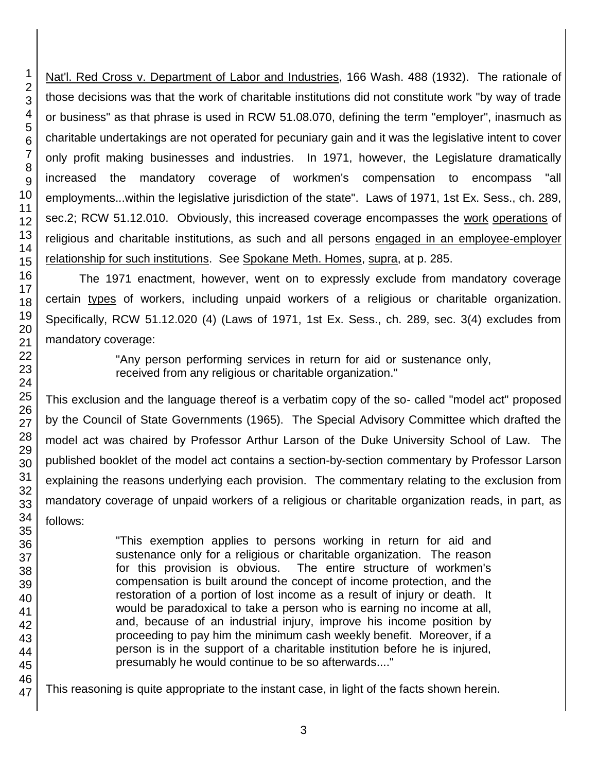Nat'l. Red Cross v. Department of Labor and Industries, 166 Wash. 488 (1932). The rationale of those decisions was that the work of charitable institutions did not constitute work "by way of trade or business" as that phrase is used in RCW 51.08.070, defining the term "employer", inasmuch as charitable undertakings are not operated for pecuniary gain and it was the legislative intent to cover only profit making businesses and industries. In 1971, however, the Legislature dramatically increased the mandatory coverage of workmen's compensation to encompass "all employments...within the legislative jurisdiction of the state". Laws of 1971, 1st Ex. Sess., ch. 289, sec.2; RCW 51.12.010. Obviously, this increased coverage encompasses the work operations of religious and charitable institutions, as such and all persons engaged in an employee-employer relationship for such institutions. See Spokane Meth. Homes, supra, at p. 285.

The 1971 enactment, however, went on to expressly exclude from mandatory coverage certain types of workers, including unpaid workers of a religious or charitable organization. Specifically, RCW 51.12.020 (4) (Laws of 1971, 1st Ex. Sess., ch. 289, sec. 3(4) excludes from mandatory coverage:

> "Any person performing services in return for aid or sustenance only, received from any religious or charitable organization."

This exclusion and the language thereof is a verbatim copy of the so- called "model act" proposed by the Council of State Governments (1965). The Special Advisory Committee which drafted the model act was chaired by Professor Arthur Larson of the Duke University School of Law. The published booklet of the model act contains a section-by-section commentary by Professor Larson explaining the reasons underlying each provision. The commentary relating to the exclusion from mandatory coverage of unpaid workers of a religious or charitable organization reads, in part, as follows:

> "This exemption applies to persons working in return for aid and sustenance only for a religious or charitable organization. The reason for this provision is obvious. The entire structure of workmen's compensation is built around the concept of income protection, and the restoration of a portion of lost income as a result of injury or death. It would be paradoxical to take a person who is earning no income at all, and, because of an industrial injury, improve his income position by proceeding to pay him the minimum cash weekly benefit. Moreover, if a person is in the support of a charitable institution before he is injured, presumably he would continue to be so afterwards...."

This reasoning is quite appropriate to the instant case, in light of the facts shown herein.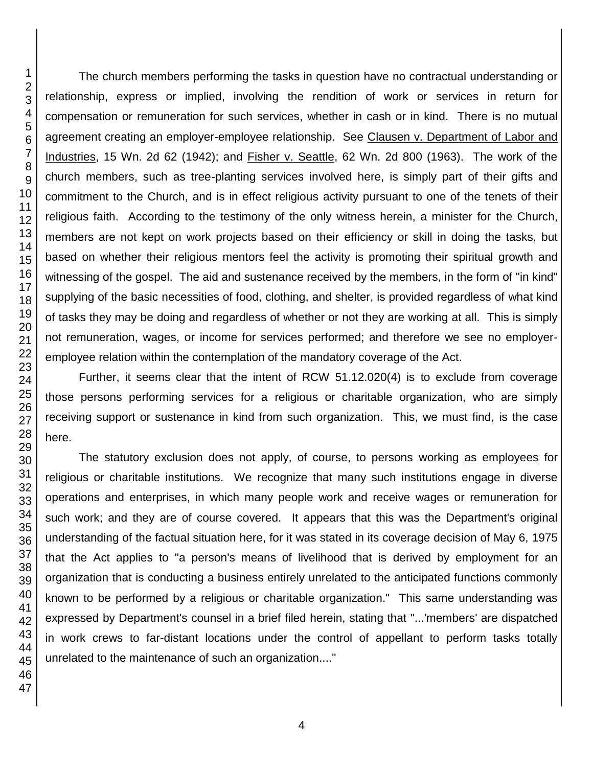The church members performing the tasks in question have no contractual understanding or relationship, express or implied, involving the rendition of work or services in return for compensation or remuneration for such services, whether in cash or in kind. There is no mutual agreement creating an employer-employee relationship. See Clausen v. Department of Labor and Industries, 15 Wn. 2d 62 (1942); and Fisher v. Seattle, 62 Wn. 2d 800 (1963). The work of the church members, such as tree-planting services involved here, is simply part of their gifts and commitment to the Church, and is in effect religious activity pursuant to one of the tenets of their religious faith. According to the testimony of the only witness herein, a minister for the Church, members are not kept on work projects based on their efficiency or skill in doing the tasks, but based on whether their religious mentors feel the activity is promoting their spiritual growth and witnessing of the gospel. The aid and sustenance received by the members, in the form of "in kind" supplying of the basic necessities of food, clothing, and shelter, is provided regardless of what kind of tasks they may be doing and regardless of whether or not they are working at all. This is simply not remuneration, wages, or income for services performed; and therefore we see no employer-employee relation within the contemplation of the mandatory coverage of the Act.

Further, it seems clear that the intent of RCW 51.12.020(4) is to exclude from coverage those persons performing services for a religious or charitable organization, who are simply receiving support or sustenance in kind from such organization. This, we must find, is the case here.

The statutory exclusion does not apply, of course, to persons working as employees for religious or charitable institutions. We recognize that many such institutions engage in diverse operations and enterprises, in which many people work and receive wages or remuneration for such work; and they are of course covered. It appears that this was the Department's original understanding of the factual situation here, for it was stated in its coverage decision of May 6, 1975 that the Act applies to "a person's means of livelihood that is derived by employment for an organization that is conducting a business entirely unrelated to the anticipated functions commonly known to be performed by a religious or charitable organization." This same understanding was expressed by Department's counsel in a brief filed herein, stating that "...'members' are dispatched in work crews to far-distant locations under the control of appellant to perform tasks totally unrelated to the maintenance of such an organization...."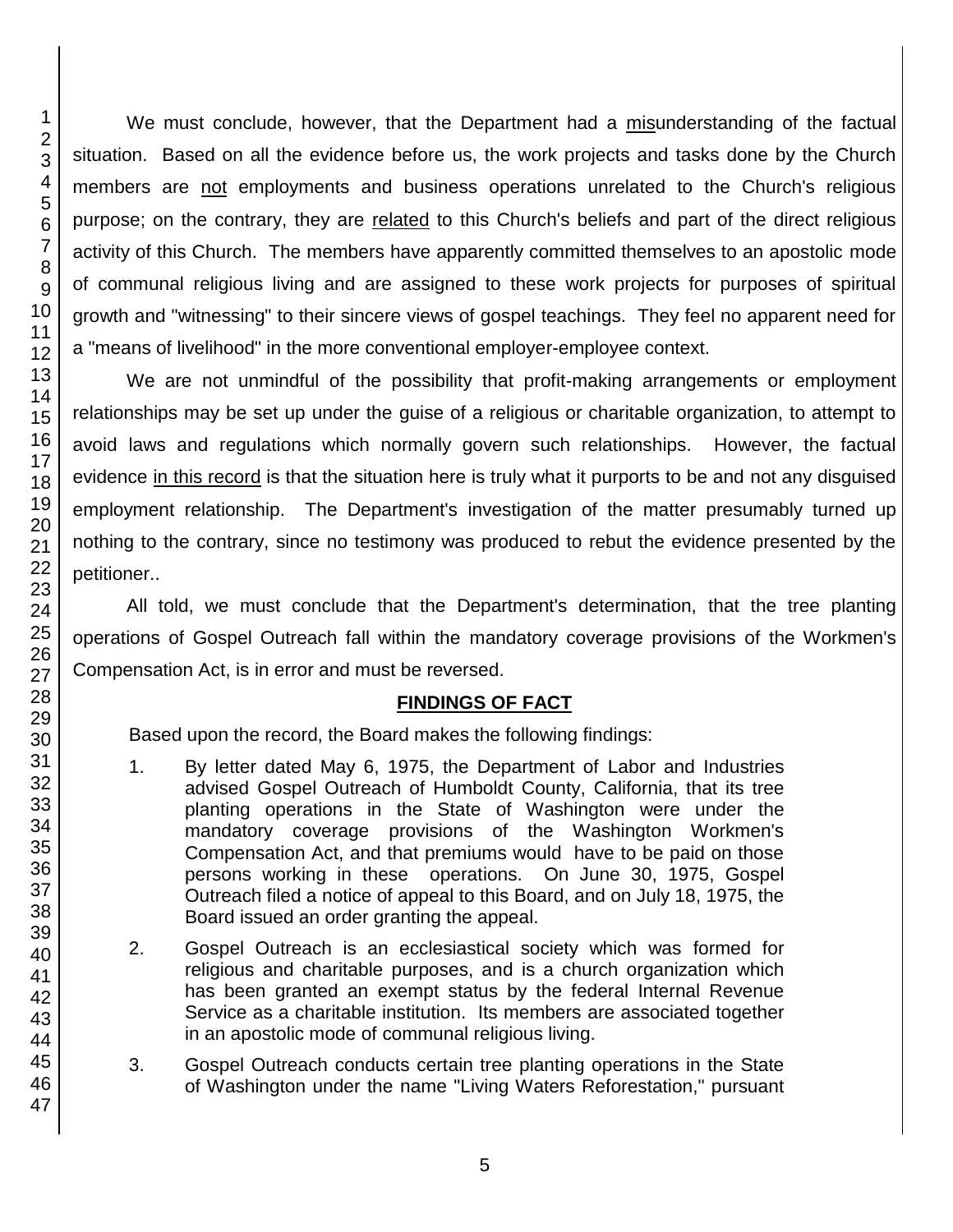We must conclude, however, that the Department had a misunderstanding of the factual situation. Based on all the evidence before us, the work projects and tasks done by the Church members are not employments and business operations unrelated to the Church's religious purpose; on the contrary, they are related to this Church's beliefs and part of the direct religious activity of this Church. The members have apparently committed themselves to an apostolic mode of communal religious living and are assigned to these work projects for purposes of spiritual growth and "witnessing" to their sincere views of gospel teachings. They feel no apparent need for a "means of livelihood" in the more conventional employer-employee context.

We are not unmindful of the possibility that profit-making arrangements or employment relationships may be set up under the guise of a religious or charitable organization, to attempt to avoid laws and regulations which normally govern such relationships. However, the factual evidence in this record is that the situation here is truly what it purports to be and not any disguised employment relationship. The Department's investigation of the matter presumably turned up nothing to the contrary, since no testimony was produced to rebut the evidence presented by the petitioner..

All told, we must conclude that the Department's determination, that the tree planting operations of Gospel Outreach fall within the mandatory coverage provisions of the Workmen's Compensation Act, is in error and must be reversed.

## FINDINGS OF FACT

Based upon the record, the Board makes the following findings:

1. By letter dated May 6, 1975, the Department of Labor and Industries advised Gospel Outreach of Humboldt County, California, that its tree planting operations in the State of Washington were under the mandatory coverage provisions of the Washington Workmen's Compensation Act, and that premiums would have to be paid on those persons working in these operations. On June 30, 1975, Gospel Outreach filed a notice of appeal to this Board, and on July 18, 1975, the Board issued an order granting the appeal.

2. Gospel Outreach is an ecclesiastical society which was formed for religious and charitable purposes, and is a church organization which has been granted an exempt status by the federal Internal Revenue Service as a charitable institution. Its members are associated together in an apostolic mode of communal religious living.

3. Gospel Outreach conducts certain tree planting operations in the State of Washington under the name "Living Waters Reforestation," pursuant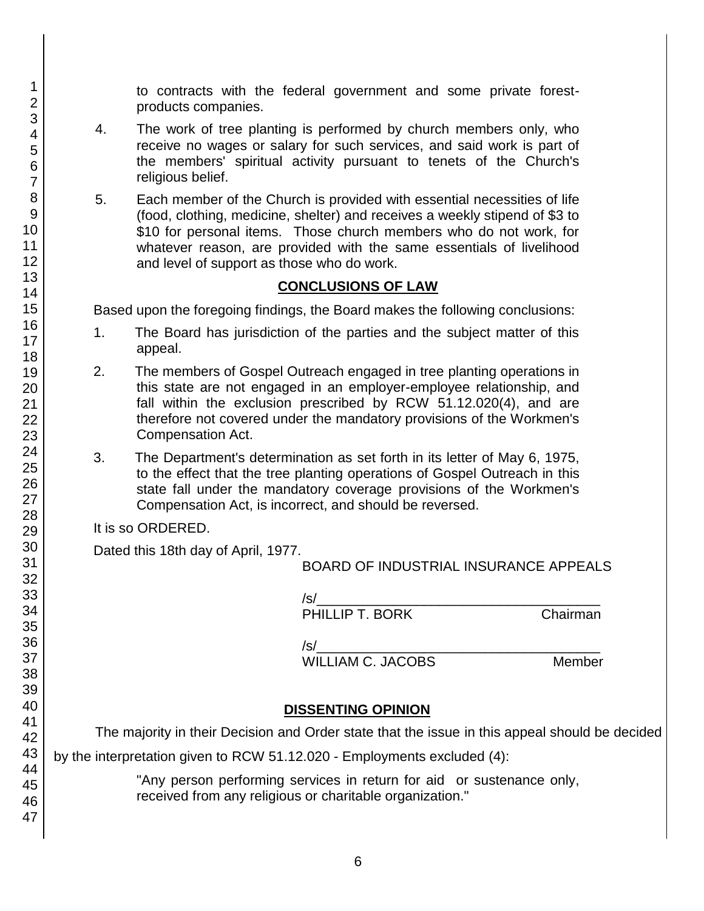to contracts with the federal government and some private forest-products companies.

4. The work of tree planting is performed by church members only, who receive no wages or salary for such services, and said work is part of the members' spiritual activity pursuant to tenets of the Church's religious belief.

5. Each member of the Church is provided with essential necessities of life (food, clothing, medicine, shelter) and receives a weekly stipend of $3 to $10 for personal items. Those church members who do not work, for whatever reason, are provided with the same essentials of livelihood and level of support as those who do work.

## CONCLUSIONS OF LAW

Based upon the foregoing findings, the Board makes the following conclusions:

1. The Board has jurisdiction of the parties and the subject matter of this appeal.

2. The members of Gospel Outreach engaged in tree planting operations in this state are not engaged in an employer-employee relationship, and fall within the exclusion prescribed by RCW 51.12.020(4), and are therefore not covered under the mandatory provisions of the Workmen's Compensation Act.

3. The Department's determination as set forth in its letter of May 6, 1975, to the effect that the tree planting operations of Gospel Outreach in this state fall under the mandatory coverage provisions of the Workmen's Compensation Act, is incorrect, and should be reversed.

It is so ORDERED.

Dated this 18th day of April, 1977.

BOARD OF INDUSTRIAL INSURANCE APPEALS

/s/_____________________________________
PHILLIP T. BORK Chairman

/s/_____________________________________
WILLIAM C. JACOBS Member

## DISSENTING OPINION

The majority in their Decision and Order state that the issue in this appeal should be decided by the interpretation given to RCW 51.12.020 - Employments excluded (4):

> "Any person performing services in return for aid or sustenance only, received from any religious or charitable organization."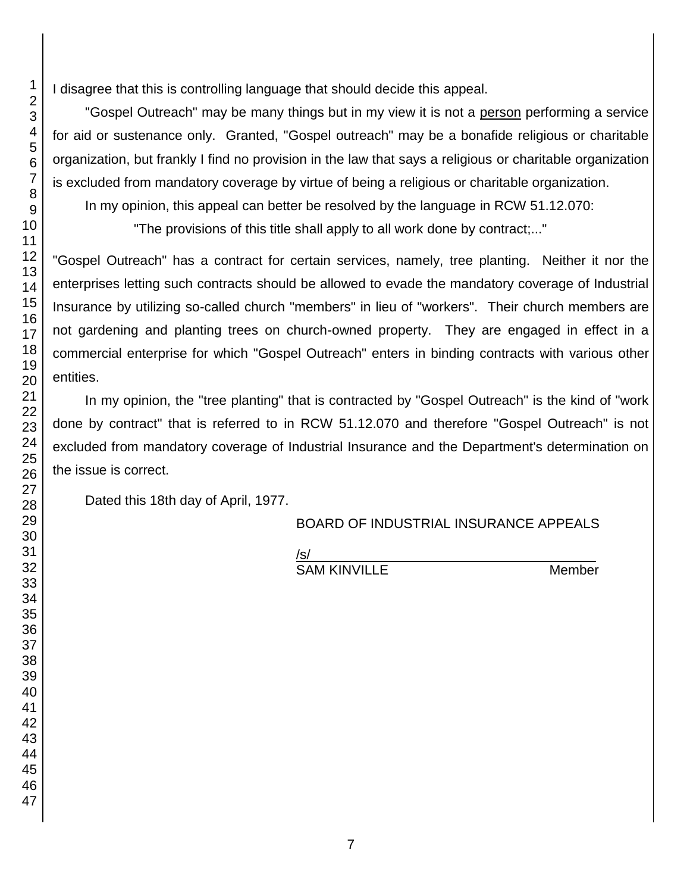I disagree that this is controlling language that should decide this appeal.

"Gospel Outreach" may be many things but in my view it is not a <u>person</u> performing a service for aid or sustenance only. Granted, "Gospel outreach" may be a bonafide religious or charitable organization, but frankly I find no provision in the law that says a religious or charitable organization is excluded from mandatory coverage by virtue of being a religious or charitable organization.

In my opinion, this appeal can better be resolved by the language in RCW 51.12.070:

> "The provisions of this title shall apply to all work done by contract;..."

"Gospel Outreach" has a contract for certain services, namely, tree planting. Neither it nor the enterprises letting such contracts should be allowed to evade the mandatory coverage of Industrial Insurance by utilizing so-called church "members" in lieu of "workers". Their church members are not gardening and planting trees on church-owned property. They are engaged in effect in a commercial enterprise for which "Gospel Outreach" enters in binding contracts with various other entities.

In my opinion, the "tree planting" that is contracted by "Gospel Outreach" is the kind of "work done by contract" that is referred to in RCW 51.12.070 and therefore "Gospel Outreach" is not excluded from mandatory coverage of Industrial Insurance and the Department's determination on the issue is correct.

Dated this 18th day of April, 1977.

BOARD OF INDUSTRIAL INSURANCE APPEALS

/s/
SAM KINVILLE Member